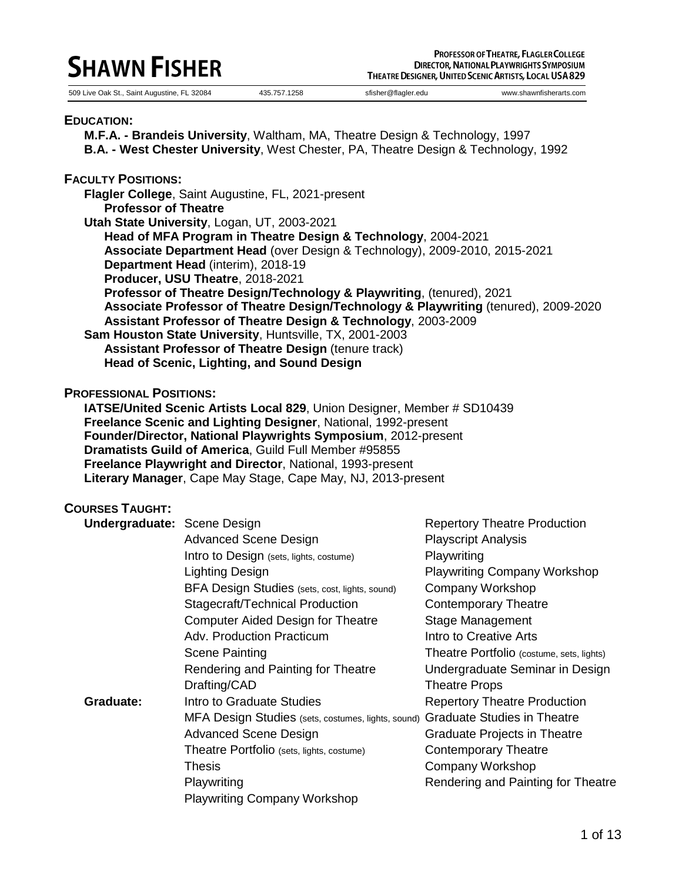# SHAWN FISHER

**PROFESSOR OF THEATRE, FLAGLER COLLEGE**
**DIRECTOR, NATIONAL PLAYWRIGHTS SYMPOSIUM**
**THEATRE DESIGNER, UNITED SCENIC ARTISTS, LOCAL USA 829**

509 Live Oak St., Saint Augustine, FL 32084 | 435.757.1258 | sfisher@flagler.edu | www.shawnfisherarts.com

## EDUCATION:

**M.F.A. - Brandeis University**, Waltham, MA, Theatre Design & Technology, 1997
**B.A. - West Chester University**, West Chester, PA, Theatre Design & Technology, 1992

## FACULTY POSITIONS:

**Flagler College**, Saint Augustine, FL, 2021-present
- **Professor of Theatre**

**Utah State University**, Logan, UT, 2003-2021
- **Head of MFA Program in Theatre Design & Technology**, 2004-2021
- **Associate Department Head** (over Design & Technology), 2009-2010, 2015-2021
- **Department Head** (interim), 2018-19
- **Producer, USU Theatre**, 2018-2021
- **Professor of Theatre Design/Technology & Playwriting**, (tenured), 2021
- **Associate Professor of Theatre Design/Technology & Playwriting** (tenured), 2009-2020
- **Assistant Professor of Theatre Design & Technology**, 2003-2009

**Sam Houston State University**, Huntsville, TX, 2001-2003
- **Assistant Professor of Theatre Design** (tenure track)
- **Head of Scenic, Lighting, and Sound Design**

## PROFESSIONAL POSITIONS:

**IATSE/United Scenic Artists Local 829**, Union Designer, Member # SD10439
**Freelance Scenic and Lighting Designer**, National, 1992-present
**Founder/Director, National Playwrights Symposium**, 2012-present
**Dramatists Guild of America**, Guild Full Member #95855
**Freelance Playwright and Director**, National, 1993-present
**Literary Manager**, Cape May Stage, Cape May, NJ, 2013-present

## COURSES TAUGHT:

**Undergraduate:**
- Scene Design
- Advanced Scene Design
- Intro to Design (sets, lights, costume)
- Lighting Design
- BFA Design Studies (sets, cost, lights, sound)
- Stagecraft/Technical Production
- Computer Aided Design for Theatre
- Adv. Production Practicum
- Scene Painting
- Rendering and Painting for Theatre
- Drafting/CAD
- Repertory Theatre Production
- Playscript Analysis
- Playwriting
- Playwriting Company Workshop
- Company Workshop
- Contemporary Theatre
- Stage Management
- Intro to Creative Arts
- Theatre Portfolio (costume, sets, lights)
- Undergraduate Seminar in Design
- Theatre Props

**Graduate:**
- Intro to Graduate Studies
- MFA Design Studies (sets, costumes, lights, sound)
- Advanced Scene Design
- Theatre Portfolio (sets, lights, costume)
- Thesis
- Playwriting
- Playwriting Company Workshop
- Repertory Theatre Production
- Graduate Studies in Theatre
- Graduate Projects in Theatre
- Contemporary Theatre
- Company Workshop
- Rendering and Painting for Theatre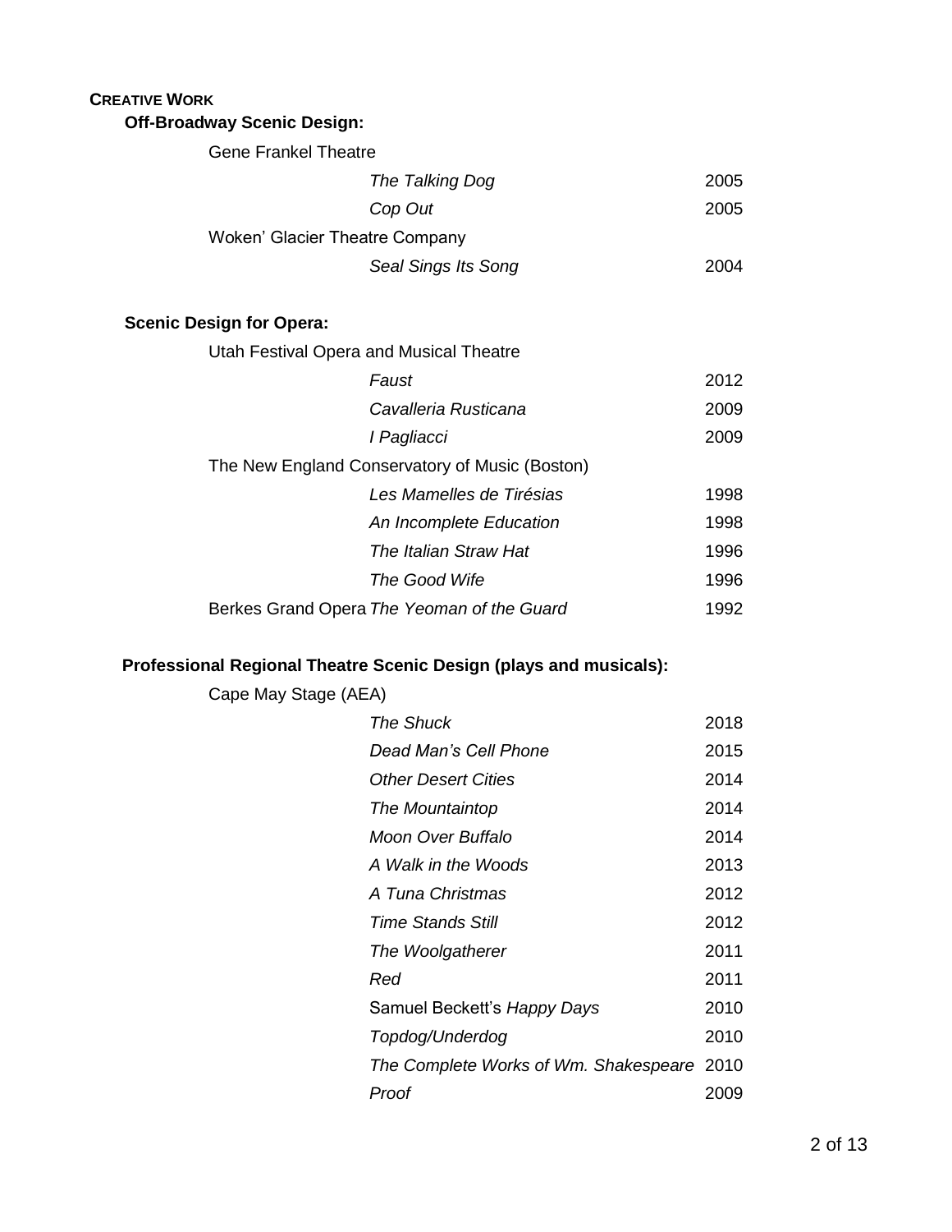## CREATIVE WORK

### Off-Broadway Scenic Design:

Gene Frankel Theatre

| | | |
|---|---|---|
| | *The Talking Dog* | 2005 |
| | *Cop Out* | 2005 |

Woken' Glacier Theatre Company

| | | |
|---|---|---|
| | *Seal Sings Its Song* | 2004 |

### Scenic Design for Opera:

Utah Festival Opera and Musical Theatre

| | | |
|---|---|---|
| | *Faust* | 2012 |
| | *Cavalleria Rusticana* | 2009 |
| | *I Pagliacci* | 2009 |

The New England Conservatory of Music (Boston)

| | | |
|---|---|---|
| | *Les Mamelles de Tirésias* | 1998 |
| | *An Incomplete Education* | 1998 |
| | *The Italian Straw Hat* | 1996 |
| | *The Good Wife* | 1996 |

| | | |
|---|---|---|
| Berkes Grand Opera | *The Yeoman of the Guard* | 1992 |

### Professional Regional Theatre Scenic Design (plays and musicals):

Cape May Stage (AEA)

| | | |
|---|---|---|
| | *The Shuck* | 2018 |
| | *Dead Man's Cell Phone* | 2015 |
| | *Other Desert Cities* | 2014 |
| | *The Mountaintop* | 2014 |
| | *Moon Over Buffalo* | 2014 |
| | *A Walk in the Woods* | 2013 |
| | *A Tuna Christmas* | 2012 |
| | *Time Stands Still* | 2012 |
| | *The Woolgatherer* | 2011 |
| | *Red* | 2011 |
| | Samuel Beckett's *Happy Days* | 2010 |
| | *Topdog/Underdog* | 2010 |
| | *The Complete Works of Wm. Shakespeare* | 2010 |
| | *Proof* | 2009 |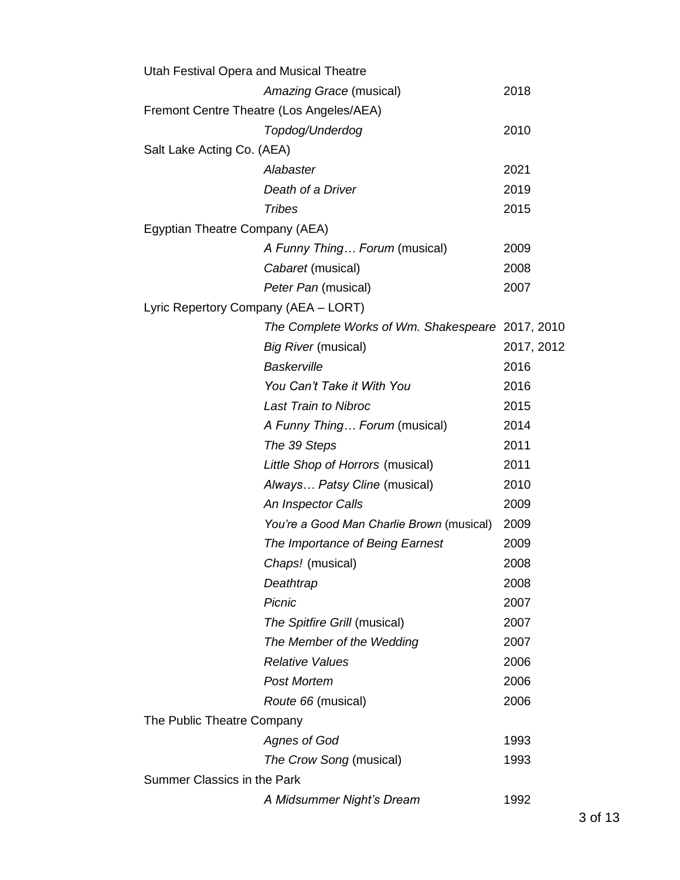Utah Festival Opera and Musical Theatre

| | |
|---|---|
| *Amazing Grace* (musical) | 2018 |

Fremont Centre Theatre (Los Angeles/AEA)

| | |
|---|---|
| *Topdog/Underdog* | 2010 |

Salt Lake Acting Co. (AEA)

| | |
|---|---|
| *Alabaster* | 2021 |
| *Death of a Driver* | 2019 |
| *Tribes* | 2015 |

Egyptian Theatre Company (AEA)

| | |
|---|---|
| *A Funny Thing… Forum* (musical) | 2009 |
| *Cabaret* (musical) | 2008 |
| *Peter Pan* (musical) | 2007 |

Lyric Repertory Company (AEA – LORT)

| | |
|---|---|
| *The Complete Works of Wm. Shakespeare* | 2017, 2010 |
| *Big River* (musical) | 2017, 2012 |
| *Baskerville* | 2016 |
| *You Can't Take it With You* | 2016 |
| *Last Train to Nibroc* | 2015 |
| *A Funny Thing… Forum* (musical) | 2014 |
| *The 39 Steps* | 2011 |
| *Little Shop of Horrors* (musical) | 2011 |
| *Always… Patsy Cline* (musical) | 2010 |
| *An Inspector Calls* | 2009 |
| *You're a Good Man Charlie Brown* (musical) | 2009 |
| *The Importance of Being Earnest* | 2009 |
| *Chaps!* (musical) | 2008 |
| *Deathtrap* | 2008 |
| *Picnic* | 2007 |
| *The Spitfire Grill* (musical) | 2007 |
| *The Member of the Wedding* | 2007 |
| *Relative Values* | 2006 |
| *Post Mortem* | 2006 |
| *Route 66* (musical) | 2006 |

The Public Theatre Company

| | |
|---|---|
| *Agnes of God* | 1993 |
| *The Crow Song* (musical) | 1993 |

Summer Classics in the Park

| | |
|---|---|
| *A Midsummer Night's Dream* | 1992 |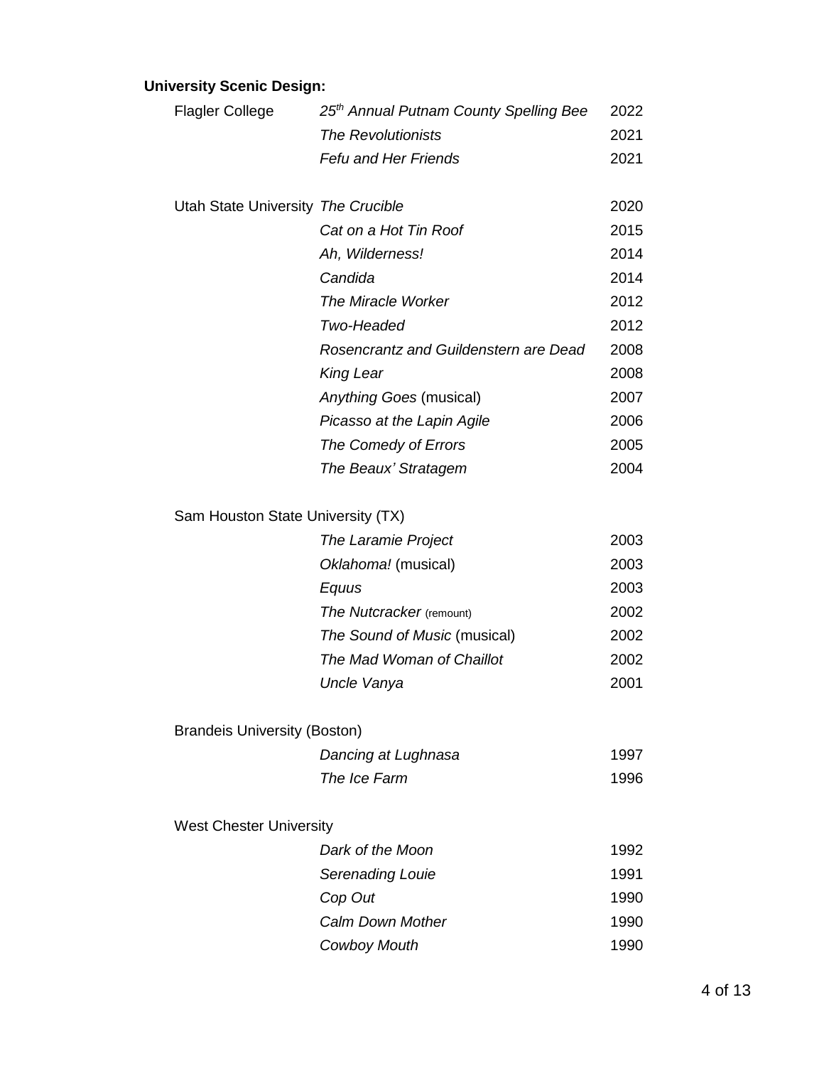**University Scenic Design:**

| | | |
|---|---|---|
| Flagler College | *25th Annual Putnam County Spelling Bee* | 2022 |
| | *The Revolutionists* | 2021 |
| | *Fefu and Her Friends* | 2021 |
| | | |
| Utah State University | *The Crucible* | 2020 |
| | *Cat on a Hot Tin Roof* | 2015 |
| | *Ah, Wilderness!* | 2014 |
| | *Candida* | 2014 |
| | *The Miracle Worker* | 2012 |
| | *Two-Headed* | 2012 |
| | *Rosencrantz and Guildenstern are Dead* | 2008 |
| | *King Lear* | 2008 |
| | *Anything Goes* (musical) | 2007 |
| | *Picasso at the Lapin Agile* | 2006 |
| | *The Comedy of Errors* | 2005 |
| | *The Beaux' Stratagem* | 2004 |
| | | |
| Sam Houston State University (TX) | | |
| | *The Laramie Project* | 2003 |
| | *Oklahoma!* (musical) | 2003 |
| | *Equus* | 2003 |
| | *The Nutcracker* (remount) | 2002 |
| | *The Sound of Music* (musical) | 2002 |
| | *The Mad Woman of Chaillot* | 2002 |
| | *Uncle Vanya* | 2001 |
| | | |
| Brandeis University (Boston) | | |
| | *Dancing at Lughnasa* | 1997 |
| | *The Ice Farm* | 1996 |
| | | |
| West Chester University | | |
| | *Dark of the Moon* | 1992 |
| | *Serenading Louie* | 1991 |
| | *Cop Out* | 1990 |
| | *Calm Down Mother* | 1990 |
| | *Cowboy Mouth* | 1990 |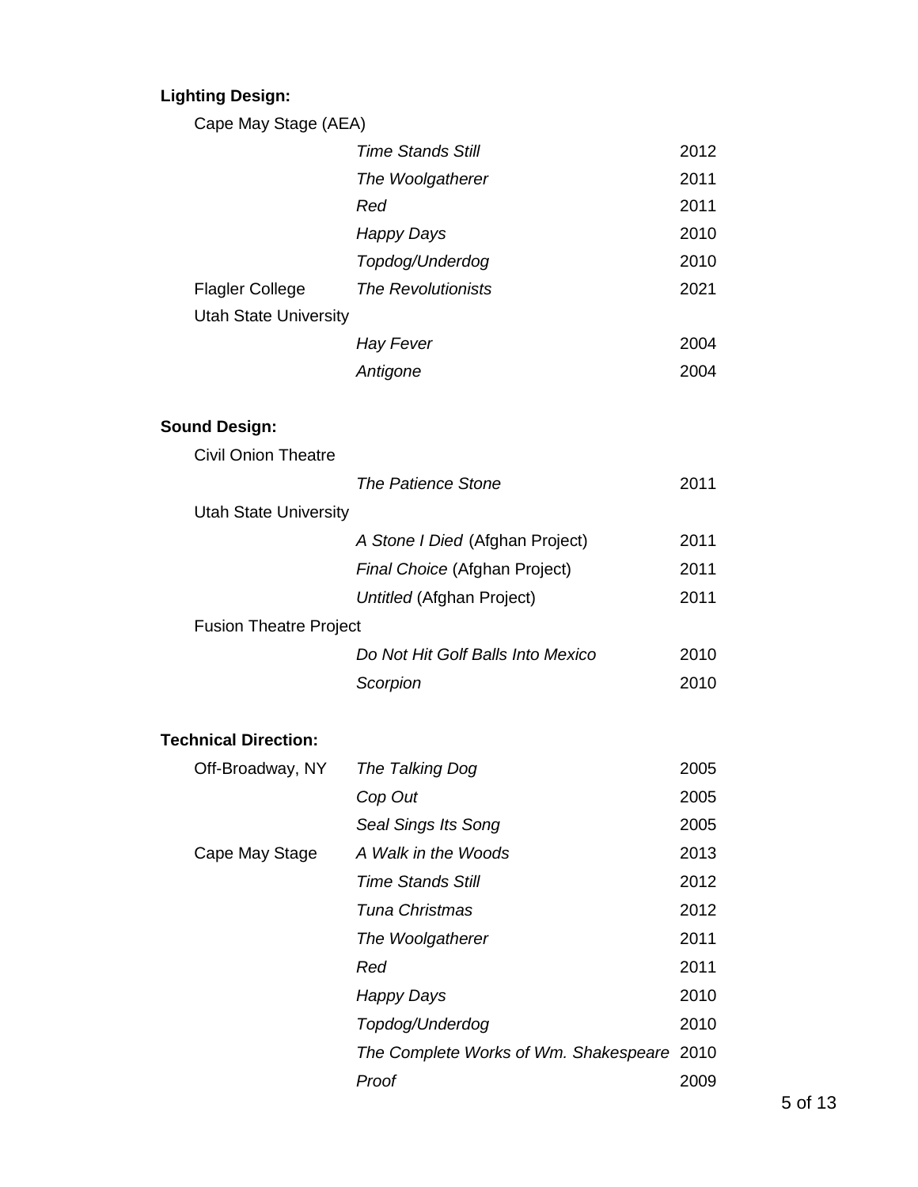**Lighting Design:**

| | | |
|---|---|---|
| Cape May Stage (AEA) | | |
| | *Time Stands Still* | 2012 |
| | *The Woolgatherer* | 2011 |
| | *Red* | 2011 |
| | *Happy Days* | 2010 |
| | *Topdog/Underdog* | 2010 |
| Flagler College | *The Revolutionists* | 2021 |
| Utah State University | | |
| | *Hay Fever* | 2004 |
| | *Antigone* | 2004 |

**Sound Design:**

| | | |
|---|---|---|
| Civil Onion Theatre | | |
| | *The Patience Stone* | 2011 |
| Utah State University | | |
| | *A Stone I Died* (Afghan Project) | 2011 |
| | *Final Choice* (Afghan Project) | 2011 |
| | *Untitled* (Afghan Project) | 2011 |
| Fusion Theatre Project | | |
| | *Do Not Hit Golf Balls Into Mexico* | 2010 |
| | *Scorpion* | 2010 |

**Technical Direction:**

| | | |
|---|---|---|
| Off-Broadway, NY | *The Talking Dog* | 2005 |
| | *Cop Out* | 2005 |
| | *Seal Sings Its Song* | 2005 |
| Cape May Stage | *A Walk in the Woods* | 2013 |
| | *Time Stands Still* | 2012 |
| | *Tuna Christmas* | 2012 |
| | *The Woolgatherer* | 2011 |
| | *Red* | 2011 |
| | *Happy Days* | 2010 |
| | *Topdog/Underdog* | 2010 |
| | *The Complete Works of Wm. Shakespeare* | 2010 |
| | *Proof* | 2009 |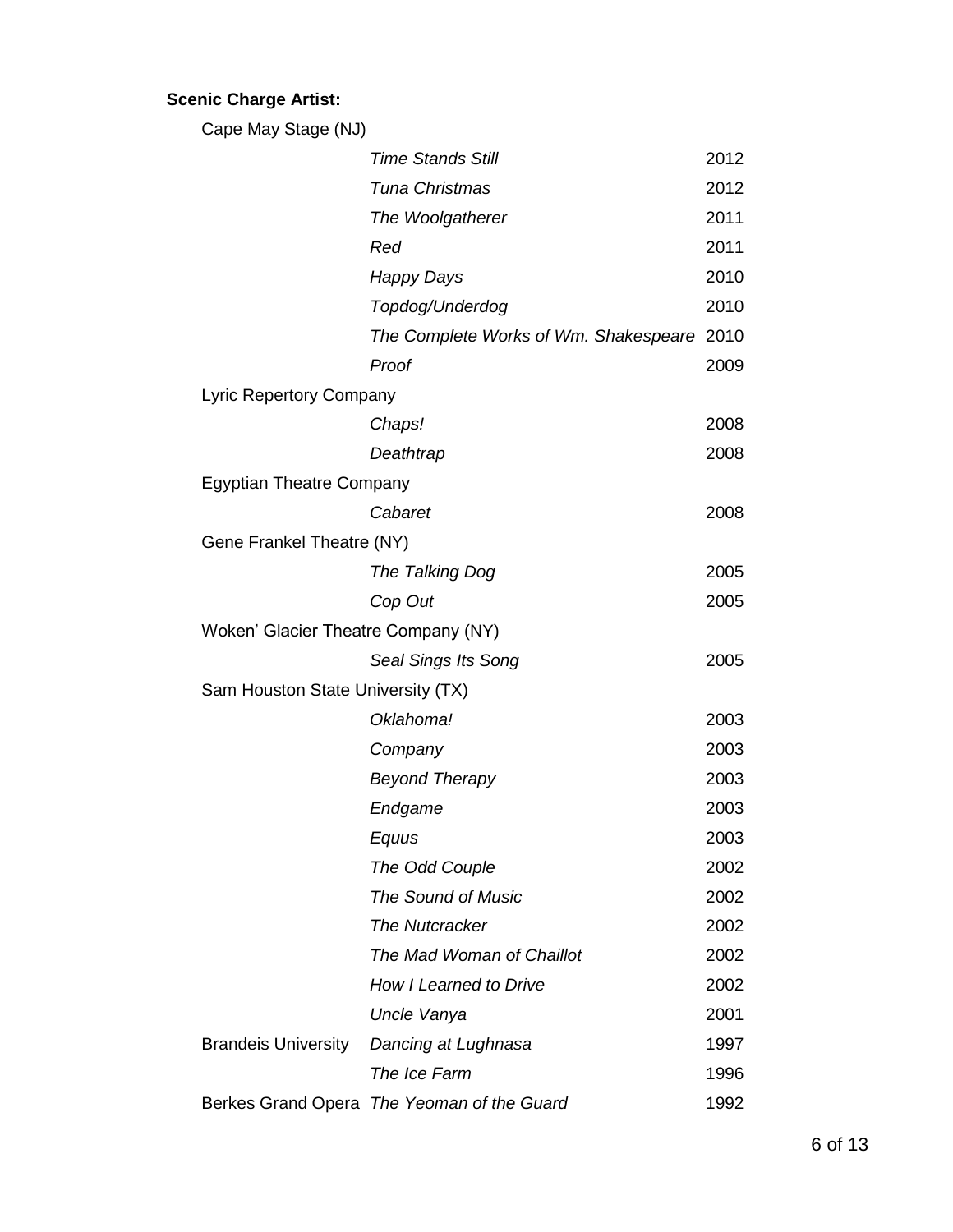**Scenic Charge Artist:**

| | | |
|---|---|---|
| Cape May Stage (NJ) | | |
| | *Time Stands Still* | 2012 |
| | *Tuna Christmas* | 2012 |
| | *The Woolgatherer* | 2011 |
| | *Red* | 2011 |
| | *Happy Days* | 2010 |
| | *Topdog/Underdog* | 2010 |
| | *The Complete Works of Wm. Shakespeare* | 2010 |
| | *Proof* | 2009 |
| Lyric Repertory Company | | |
| | *Chaps!* | 2008 |
| | *Deathtrap* | 2008 |
| Egyptian Theatre Company | | |
| | *Cabaret* | 2008 |
| Gene Frankel Theatre (NY) | | |
| | *The Talking Dog* | 2005 |
| | *Cop Out* | 2005 |
| Woken' Glacier Theatre Company (NY) | | |
| | *Seal Sings Its Song* | 2005 |
| Sam Houston State University (TX) | | |
| | *Oklahoma!* | 2003 |
| | *Company* | 2003 |
| | *Beyond Therapy* | 2003 |
| | *Endgame* | 2003 |
| | *Equus* | 2003 |
| | *The Odd Couple* | 2002 |
| | *The Sound of Music* | 2002 |
| | *The Nutcracker* | 2002 |
| | *The Mad Woman of Chaillot* | 2002 |
| | *How I Learned to Drive* | 2002 |
| | *Uncle Vanya* | 2001 |
| Brandeis University | *Dancing at Lughnasa* | 1997 |
| | *The Ice Farm* | 1996 |
| Berkes Grand Opera | *The Yeoman of the Guard* | 1992 |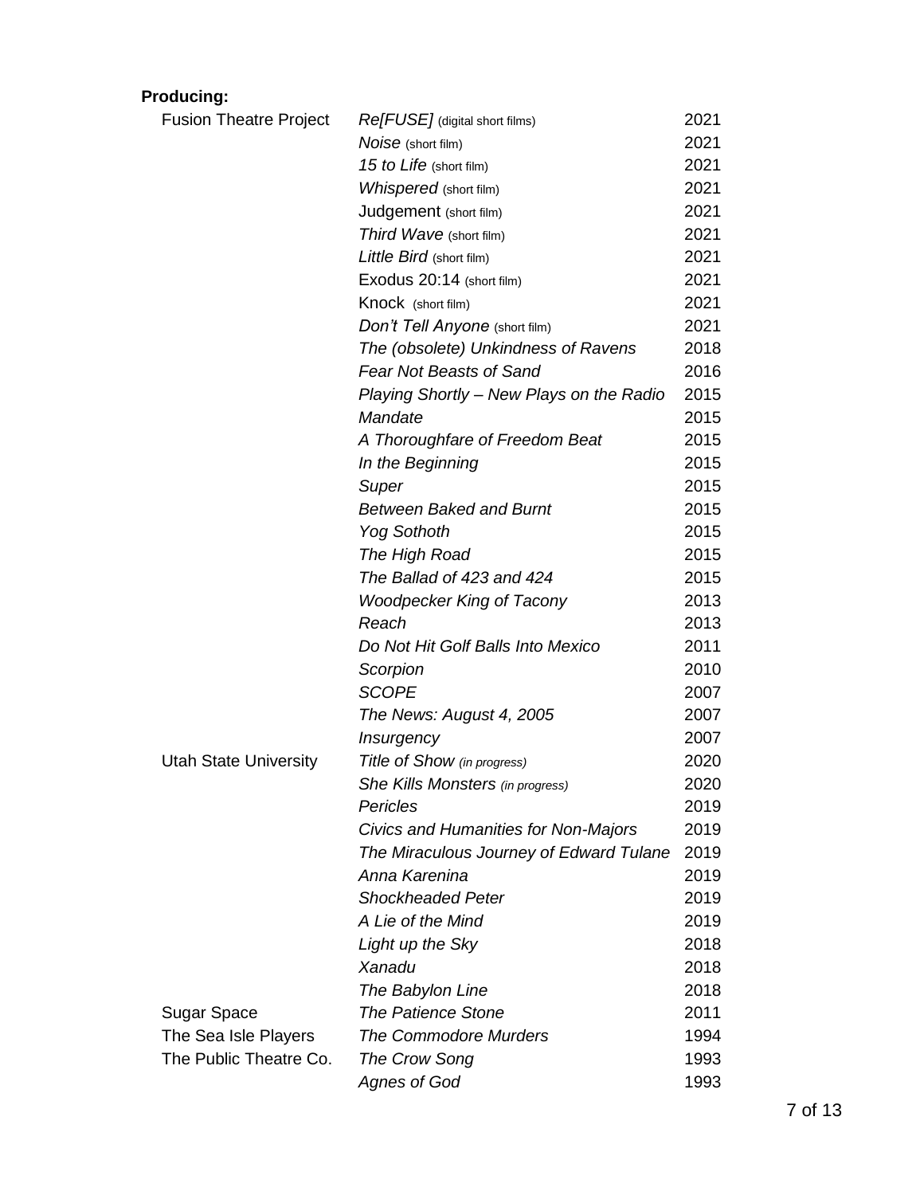**Producing:**

| | | |
|---|---|---|
| Fusion Theatre Project | *Re[FUSE]* (digital short films) | 2021 |
| | *Noise* (short film) | 2021 |
| | *15 to Life* (short film) | 2021 |
| | *Whispered* (short film) | 2021 |
| | Judgement (short film) | 2021 |
| | *Third Wave* (short film) | 2021 |
| | *Little Bird* (short film) | 2021 |
| | Exodus 20:14 (short film) | 2021 |
| | Knock (short film) | 2021 |
| | *Don't Tell Anyone* (short film) | 2021 |
| | *The (obsolete) Unkindness of Ravens* | 2018 |
| | *Fear Not Beasts of Sand* | 2016 |
| | *Playing Shortly – New Plays on the Radio* | 2015 |
| | *Mandate* | 2015 |
| | *A Thoroughfare of Freedom Beat* | 2015 |
| | *In the Beginning* | 2015 |
| | *Super* | 2015 |
| | *Between Baked and Burnt* | 2015 |
| | *Yog Sothoth* | 2015 |
| | *The High Road* | 2015 |
| | *The Ballad of 423 and 424* | 2015 |
| | *Woodpecker King of Tacony* | 2013 |
| | *Reach* | 2013 |
| | *Do Not Hit Golf Balls Into Mexico* | 2011 |
| | *Scorpion* | 2010 |
| | *SCOPE* | 2007 |
| | *The News: August 4, 2005* | 2007 |
| | *Insurgency* | 2007 |
| Utah State University | *Title of Show (in progress)* | 2020 |
| | *She Kills Monsters (in progress)* | 2020 |
| | *Pericles* | 2019 |
| | *Civics and Humanities for Non-Majors* | 2019 |
| | *The Miraculous Journey of Edward Tulane* | 2019 |
| | *Anna Karenina* | 2019 |
| | *Shockheaded Peter* | 2019 |
| | *A Lie of the Mind* | 2019 |
| | *Light up the Sky* | 2018 |
| | *Xanadu* | 2018 |
| | *The Babylon Line* | 2018 |
| Sugar Space | *The Patience Stone* | 2011 |
| The Sea Isle Players | *The Commodore Murders* | 1994 |
| The Public Theatre Co. | *The Crow Song* | 1993 |
| | *Agnes of God* | 1993 |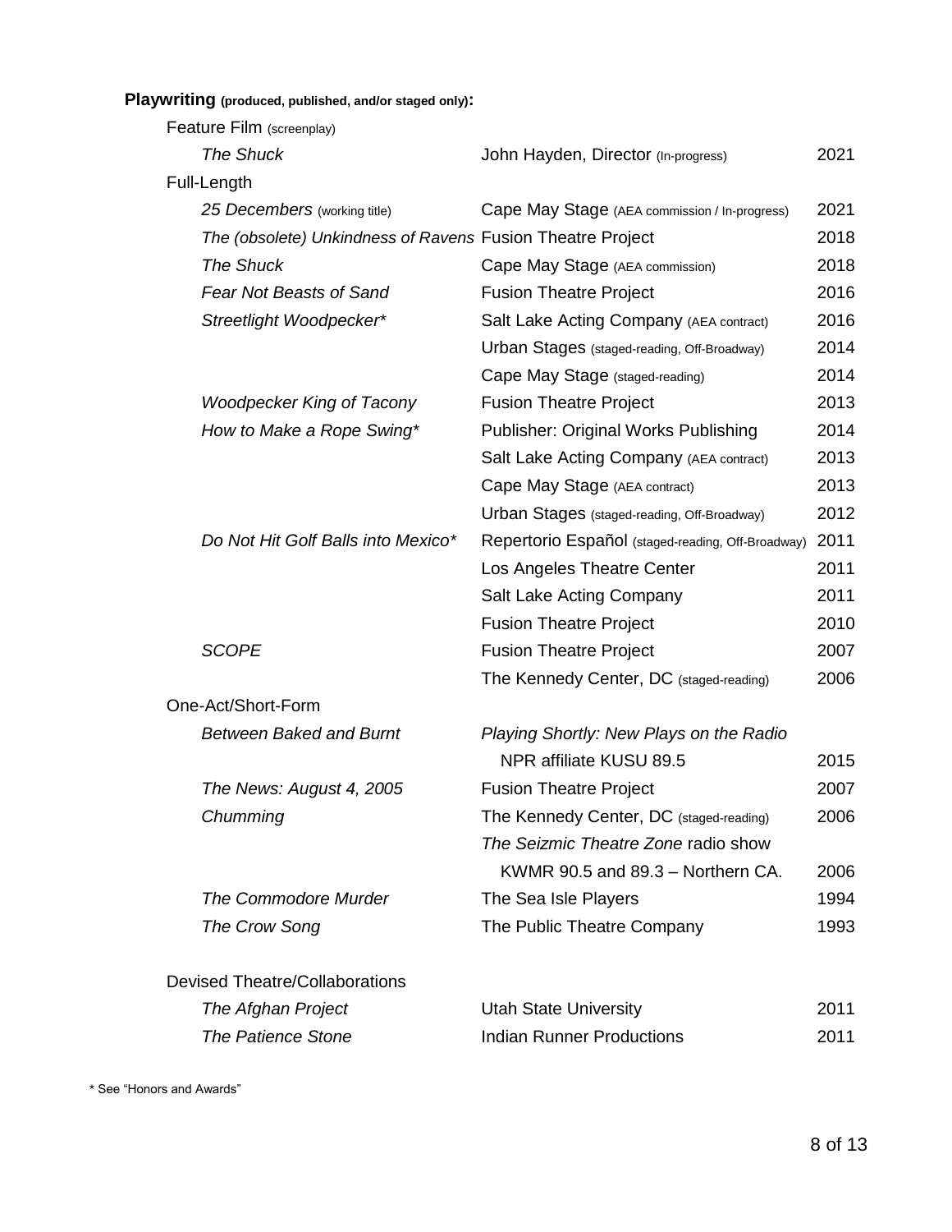**Playwriting (produced, published, and/or staged only):**

| Category / Title | Venue | Year |
|---|---|---|
| Feature Film (screenplay) | | |
| *The Shuck* | John Hayden, Director (In-progress) | 2021 |
| Full-Length | | |
| *25 Decembers* (working title) | Cape May Stage (AEA commission / In-progress) | 2021 |
| *The (obsolete) Unkindness of Ravens* | Fusion Theatre Project | 2018 |
| *The Shuck* | Cape May Stage (AEA commission) | 2018 |
| *Fear Not Beasts of Sand* | Fusion Theatre Project | 2016 |
| *Streetlight Woodpecker** | Salt Lake Acting Company (AEA contract) | 2016 |
| | Urban Stages (staged-reading, Off-Broadway) | 2014 |
| | Cape May Stage (staged-reading) | 2014 |
| *Woodpecker King of Tacony* | Fusion Theatre Project | 2013 |
| *How to Make a Rope Swing** | Publisher: Original Works Publishing | 2014 |
| | Salt Lake Acting Company (AEA contract) | 2013 |
| | Cape May Stage (AEA contract) | 2013 |
| | Urban Stages (staged-reading, Off-Broadway) | 2012 |
| *Do Not Hit Golf Balls into Mexico** | Repertorio Español (staged-reading, Off-Broadway) | 2011 |
| | Los Angeles Theatre Center | 2011 |
| | Salt Lake Acting Company | 2011 |
| | Fusion Theatre Project | 2010 |
| *SCOPE* | Fusion Theatre Project | 2007 |
| | The Kennedy Center, DC (staged-reading) | 2006 |
| One-Act/Short-Form | | |
| *Between Baked and Burnt* | *Playing Shortly: New Plays on the Radio* NPR affiliate KUSU 89.5 | 2015 |
| *The News: August 4, 2005* | Fusion Theatre Project | 2007 |
| *Chumming* | The Kennedy Center, DC (staged-reading) | 2006 |
| | *The Seizmic Theatre Zone* radio show KWMR 90.5 and 89.3 – Northern CA. | 2006 |
| *The Commodore Murder* | The Sea Isle Players | 1994 |
| *The Crow Song* | The Public Theatre Company | 1993 |
| Devised Theatre/Collaborations | | |
| *The Afghan Project* | Utah State University | 2011 |
| *The Patience Stone* | Indian Runner Productions | 2011 |

* See "Honors and Awards"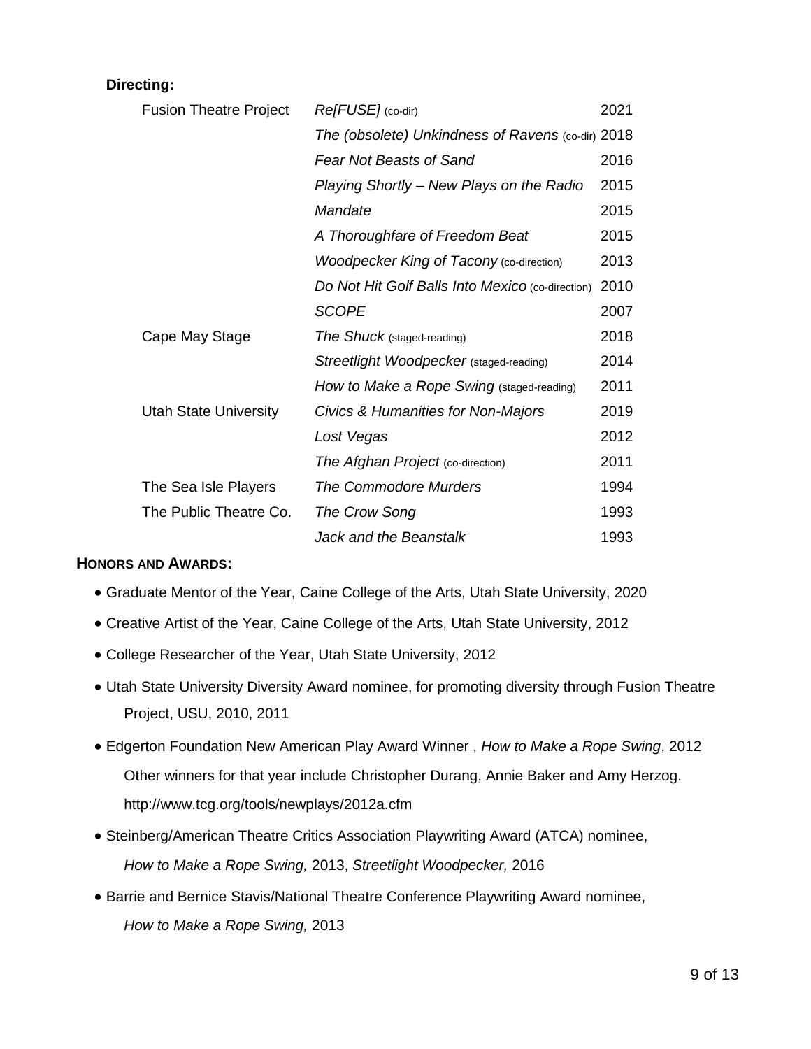**Directing:**

| | | |
|---|---|---|
| Fusion Theatre Project | *Re[FUSE]* (co-dir) | 2021 |
| | *The (obsolete) Unkindness of Ravens* (co-dir) | 2018 |
| | *Fear Not Beasts of Sand* | 2016 |
| | *Playing Shortly – New Plays on the Radio* | 2015 |
| | *Mandate* | 2015 |
| | *A Thoroughfare of Freedom Beat* | 2015 |
| | *Woodpecker King of Tacony* (co-direction) | 2013 |
| | *Do Not Hit Golf Balls Into Mexico* (co-direction) | 2010 |
| | *SCOPE* | 2007 |
| Cape May Stage | *The Shuck* (staged-reading) | 2018 |
| | *Streetlight Woodpecker* (staged-reading) | 2014 |
| | *How to Make a Rope Swing* (staged-reading) | 2011 |
| Utah State University | *Civics & Humanities for Non-Majors* | 2019 |
| | *Lost Vegas* | 2012 |
| | *The Afghan Project* (co-direction) | 2011 |
| The Sea Isle Players | *The Commodore Murders* | 1994 |
| The Public Theatre Co. | *The Crow Song* | 1993 |
| | *Jack and the Beanstalk* | 1993 |

**HONORS AND AWARDS:**

- Graduate Mentor of the Year, Caine College of the Arts, Utah State University, 2020
- Creative Artist of the Year, Caine College of the Arts, Utah State University, 2012
- College Researcher of the Year, Utah State University, 2012
- Utah State University Diversity Award nominee, for promoting diversity through Fusion Theatre Project, USU, 2010, 2011
- Edgerton Foundation New American Play Award Winner , *How to Make a Rope Swing*, 2012
  Other winners for that year include Christopher Durang, Annie Baker and Amy Herzog.
  http://www.tcg.org/tools/newplays/2012a.cfm
- Steinberg/American Theatre Critics Association Playwriting Award (ATCA) nominee,
  *How to Make a Rope Swing,* 2013, *Streetlight Woodpecker,* 2016
- Barrie and Bernice Stavis/National Theatre Conference Playwriting Award nominee,
  *How to Make a Rope Swing,* 2013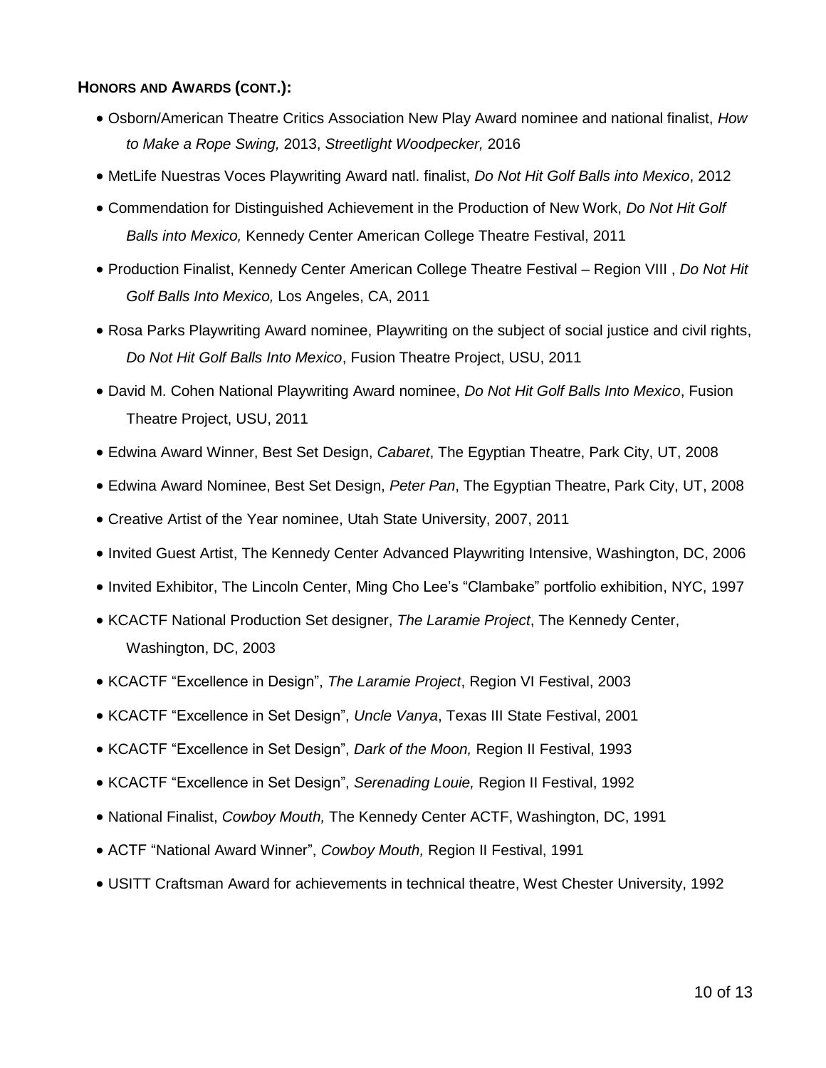**HONORS AND AWARDS (CONT.):**

- Osborn/American Theatre Critics Association New Play Award nominee and national finalist, *How to Make a Rope Swing,* 2013, *Streetlight Woodpecker,* 2016
- MetLife Nuestras Voces Playwriting Award natl. finalist, *Do Not Hit Golf Balls into Mexico*, 2012
- Commendation for Distinguished Achievement in the Production of New Work, *Do Not Hit Golf Balls into Mexico,* Kennedy Center American College Theatre Festival, 2011
- Production Finalist, Kennedy Center American College Theatre Festival – Region VIII , *Do Not Hit Golf Balls Into Mexico,* Los Angeles, CA, 2011
- Rosa Parks Playwriting Award nominee, Playwriting on the subject of social justice and civil rights, *Do Not Hit Golf Balls Into Mexico*, Fusion Theatre Project, USU, 2011
- David M. Cohen National Playwriting Award nominee, *Do Not Hit Golf Balls Into Mexico*, Fusion Theatre Project, USU, 2011
- Edwina Award Winner, Best Set Design, *Cabaret*, The Egyptian Theatre, Park City, UT, 2008
- Edwina Award Nominee, Best Set Design, *Peter Pan*, The Egyptian Theatre, Park City, UT, 2008
- Creative Artist of the Year nominee, Utah State University, 2007, 2011
- Invited Guest Artist, The Kennedy Center Advanced Playwriting Intensive, Washington, DC, 2006
- Invited Exhibitor, The Lincoln Center, Ming Cho Lee's "Clambake" portfolio exhibition, NYC, 1997
- KCACTF National Production Set designer, *The Laramie Project*, The Kennedy Center, Washington, DC, 2003
- KCACTF "Excellence in Design", *The Laramie Project*, Region VI Festival, 2003
- KCACTF "Excellence in Set Design", *Uncle Vanya*, Texas III State Festival, 2001
- KCACTF "Excellence in Set Design", *Dark of the Moon,* Region II Festival, 1993
- KCACTF "Excellence in Set Design", *Serenading Louie,* Region II Festival, 1992
- National Finalist, *Cowboy Mouth,* The Kennedy Center ACTF, Washington, DC, 1991
- ACTF "National Award Winner", *Cowboy Mouth,* Region II Festival, 1991
- USITT Craftsman Award for achievements in technical theatre, West Chester University, 1992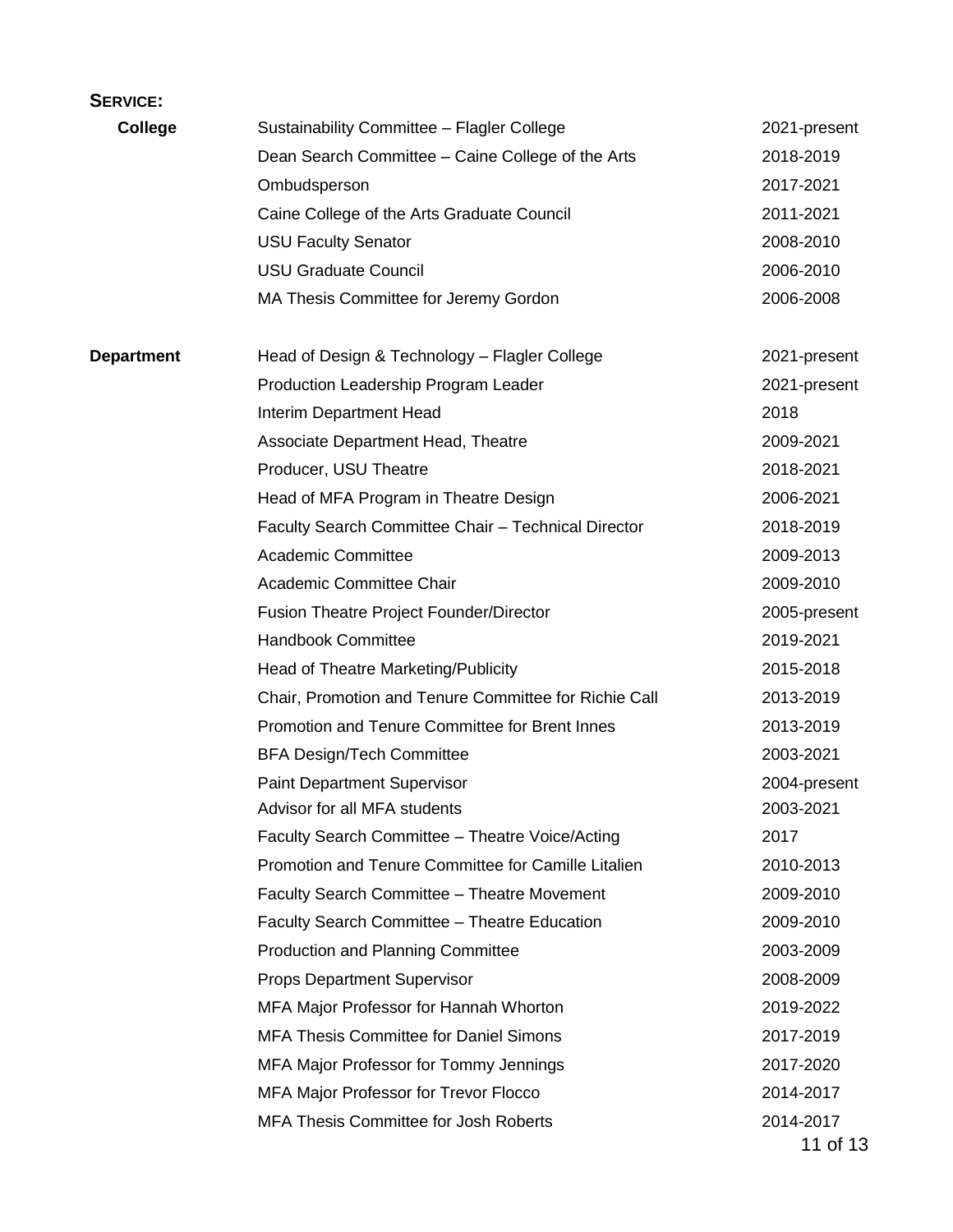## SERVICE:

| | | |
|---|---|---|
| **College** | Sustainability Committee – Flagler College | 2021-present |
| | Dean Search Committee – Caine College of the Arts | 2018-2019 |
| | Ombudsperson | 2017-2021 |
| | Caine College of the Arts Graduate Council | 2011-2021 |
| | USU Faculty Senator | 2008-2010 |
| | USU Graduate Council | 2006-2010 |
| | MA Thesis Committee for Jeremy Gordon | 2006-2008 |
| **Department** | Head of Design & Technology – Flagler College | 2021-present |
| | Production Leadership Program Leader | 2021-present |
| | Interim Department Head | 2018 |
| | Associate Department Head, Theatre | 2009-2021 |
| | Producer, USU Theatre | 2018-2021 |
| | Head of MFA Program in Theatre Design | 2006-2021 |
| | Faculty Search Committee Chair – Technical Director | 2018-2019 |
| | Academic Committee | 2009-2013 |
| | Academic Committee Chair | 2009-2010 |
| | Fusion Theatre Project Founder/Director | 2005-present |
| | Handbook Committee | 2019-2021 |
| | Head of Theatre Marketing/Publicity | 2015-2018 |
| | Chair, Promotion and Tenure Committee for Richie Call | 2013-2019 |
| | Promotion and Tenure Committee for Brent Innes | 2013-2019 |
| | BFA Design/Tech Committee | 2003-2021 |
| | Paint Department Supervisor | 2004-present |
| | Advisor for all MFA students | 2003-2021 |
| | Faculty Search Committee – Theatre Voice/Acting | 2017 |
| | Promotion and Tenure Committee for Camille Litalien | 2010-2013 |
| | Faculty Search Committee – Theatre Movement | 2009-2010 |
| | Faculty Search Committee – Theatre Education | 2009-2010 |
| | Production and Planning Committee | 2003-2009 |
| | Props Department Supervisor | 2008-2009 |
| | MFA Major Professor for Hannah Whorton | 2019-2022 |
| | MFA Thesis Committee for Daniel Simons | 2017-2019 |
| | MFA Major Professor for Tommy Jennings | 2017-2020 |
| | MFA Major Professor for Trevor Flocco | 2014-2017 |
| | MFA Thesis Committee for Josh Roberts | 2014-2017 |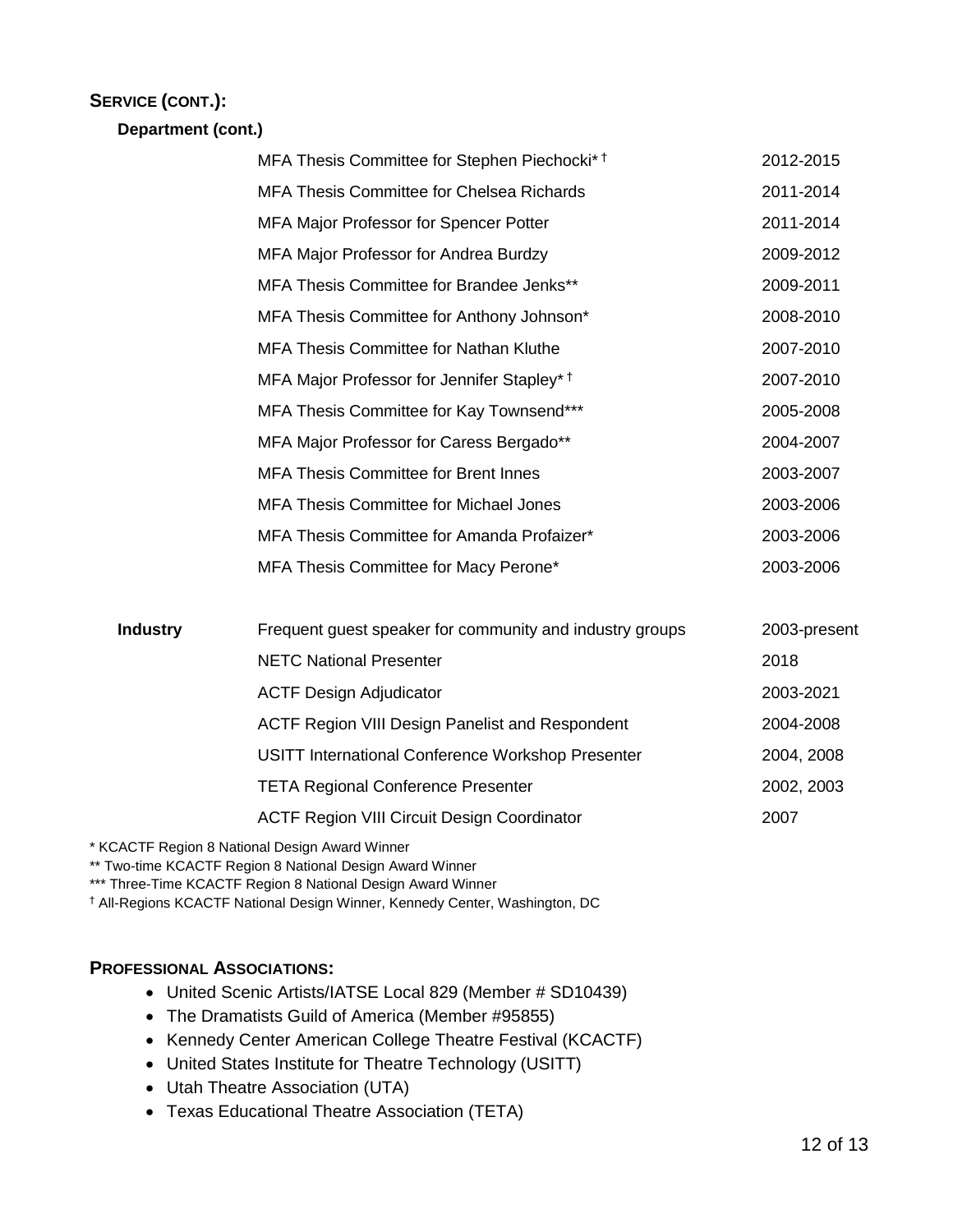## SERVICE (CONT.):

**Department (cont.)**

| | | |
|---|---|---|
| | MFA Thesis Committee for Stephen Piechocki* † | 2012-2015 |
| | MFA Thesis Committee for Chelsea Richards | 2011-2014 |
| | MFA Major Professor for Spencer Potter | 2011-2014 |
| | MFA Major Professor for Andrea Burdzy | 2009-2012 |
| | MFA Thesis Committee for Brandee Jenks** | 2009-2011 |
| | MFA Thesis Committee for Anthony Johnson* | 2008-2010 |
| | MFA Thesis Committee for Nathan Kluthe | 2007-2010 |
| | MFA Major Professor for Jennifer Stapley* † | 2007-2010 |
| | MFA Thesis Committee for Kay Townsend*** | 2005-2008 |
| | MFA Major Professor for Caress Bergado** | 2004-2007 |
| | MFA Thesis Committee for Brent Innes | 2003-2007 |
| | MFA Thesis Committee for Michael Jones | 2003-2006 |
| | MFA Thesis Committee for Amanda Profaizer* | 2003-2006 |
| | MFA Thesis Committee for Macy Perone* | 2003-2006 |
| **Industry** | Frequent guest speaker for community and industry groups | 2003-present |
| | NETC National Presenter | 2018 |
| | ACTF Design Adjudicator | 2003-2021 |
| | ACTF Region VIII Design Panelist and Respondent | 2004-2008 |
| | USITT International Conference Workshop Presenter | 2004, 2008 |
| | TETA Regional Conference Presenter | 2002, 2003 |
| | ACTF Region VIII Circuit Design Coordinator | 2007 |

\* KCACTF Region 8 National Design Award Winner
** Two-time KCACTF Region 8 National Design Award Winner
*** Three-Time KCACTF Region 8 National Design Award Winner
† All-Regions KCACTF National Design Winner, Kennedy Center, Washington, DC

## PROFESSIONAL ASSOCIATIONS:

- United Scenic Artists/IATSE Local 829 (Member # SD10439)
- The Dramatists Guild of America (Member #95855)
- Kennedy Center American College Theatre Festival (KCACTF)
- United States Institute for Theatre Technology (USITT)
- Utah Theatre Association (UTA)
- Texas Educational Theatre Association (TETA)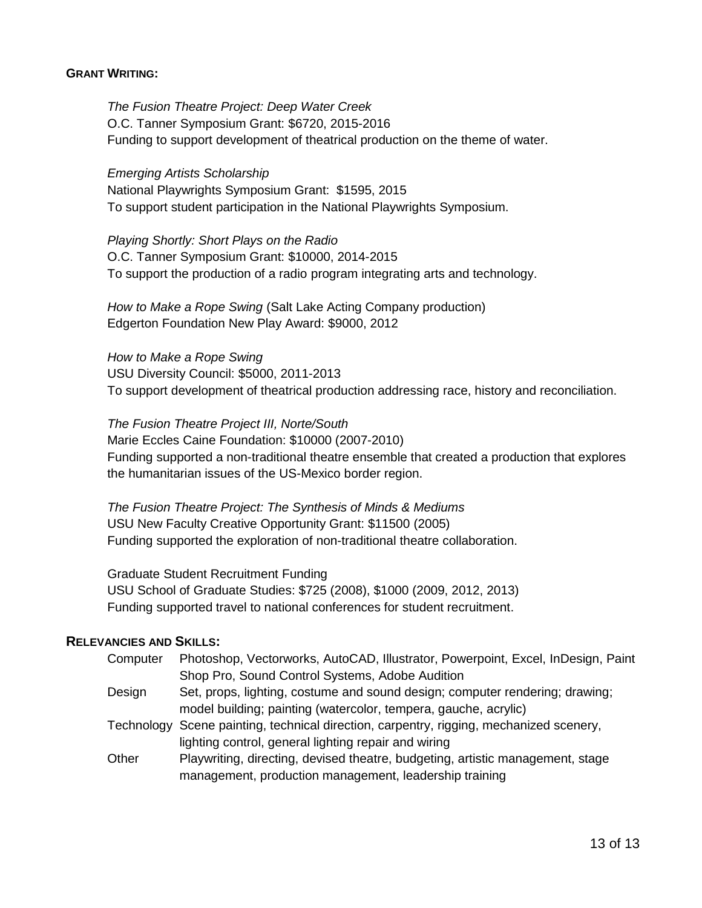## Grant Writing:

*The Fusion Theatre Project: Deep Water Creek*
O.C. Tanner Symposium Grant: $6720, 2015-2016
Funding to support development of theatrical production on the theme of water.

*Emerging Artists Scholarship*
National Playwrights Symposium Grant: $1595, 2015
To support student participation in the National Playwrights Symposium.

*Playing Shortly: Short Plays on the Radio*
O.C. Tanner Symposium Grant: $10000, 2014-2015
To support the production of a radio program integrating arts and technology.

*How to Make a Rope Swing* (Salt Lake Acting Company production)
Edgerton Foundation New Play Award: $9000, 2012

*How to Make a Rope Swing*
USU Diversity Council: $5000, 2011-2013
To support development of theatrical production addressing race, history and reconciliation.

*The Fusion Theatre Project III, Norte/South*
Marie Eccles Caine Foundation: $10000 (2007-2010)
Funding supported a non-traditional theatre ensemble that created a production that explores the humanitarian issues of the US-Mexico border region.

*The Fusion Theatre Project: The Synthesis of Minds & Mediums*
USU New Faculty Creative Opportunity Grant: $11500 (2005)
Funding supported the exploration of non-traditional theatre collaboration.

Graduate Student Recruitment Funding
USU School of Graduate Studies: $725 (2008), $1000 (2009, 2012, 2013)
Funding supported travel to national conferences for student recruitment.

## Relevancies and Skills:

| | |
|---|---|
| Computer | Photoshop, Vectorworks, AutoCAD, Illustrator, Powerpoint, Excel, InDesign, Paint Shop Pro, Sound Control Systems, Adobe Audition |
| Design | Set, props, lighting, costume and sound design; computer rendering; drawing; model building; painting (watercolor, tempera, gauche, acrylic) |
| Technology | Scene painting, technical direction, carpentry, rigging, mechanized scenery, lighting control, general lighting repair and wiring |
| Other | Playwriting, directing, devised theatre, budgeting, artistic management, stage management, production management, leadership training |